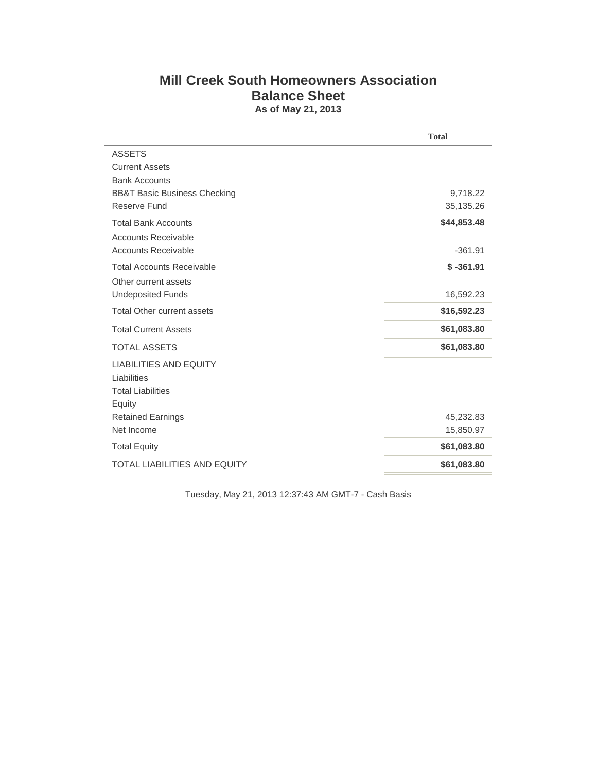# Mill Creek South Homeowners Association

## Balance Sheet

**As of May 21, 2013**

| | Total |
|---|---|
| ASSETS | |
| Current Assets | |
| Bank Accounts | |
| BB&T Basic Business Checking | 9,718.22 |
| Reserve Fund | 35,135.26 |
| Total Bank Accounts | **$44,853.48** |
| Accounts Receivable | |
| Accounts Receivable | -361.91 |
| Total Accounts Receivable | **$ -361.91** |
| Other current assets | |
| Undeposited Funds | 16,592.23 |
| Total Other current assets | **$16,592.23** |
| Total Current Assets | **$61,083.80** |
| TOTAL ASSETS | **$61,083.80** |
| LIABILITIES AND EQUITY | |
| Liabilities | |
| Total Liabilities | |
| Equity | |
| Retained Earnings | 45,232.83 |
| Net Income | 15,850.97 |
| Total Equity | **$61,083.80** |
| TOTAL LIABILITIES AND EQUITY | **$61,083.80** |

Tuesday, May 21, 2013 12:37:43 AM GMT-7 - Cash Basis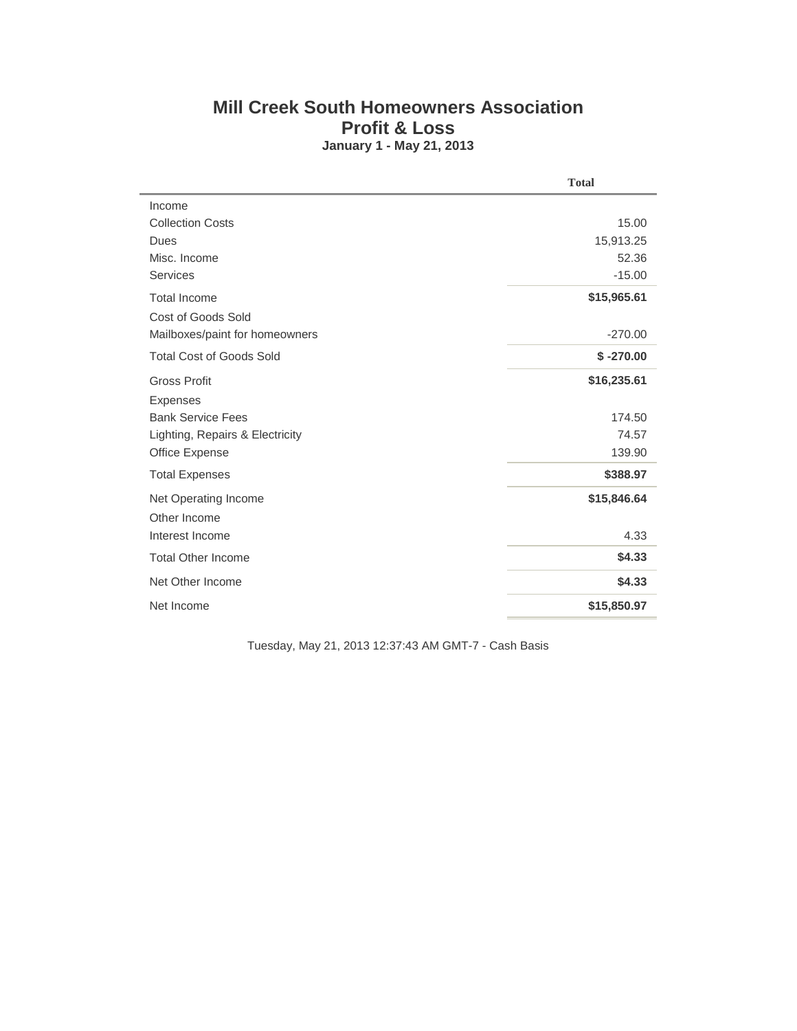# Mill Creek South Homeowners Association

## Profit & Loss

**January 1 - May 21, 2013**

| | Total |
|---|---|
| Income | |
| Collection Costs | 15.00 |
| Dues | 15,913.25 |
| Misc. Income | 52.36 |
| Services | -15.00 |
| Total Income | **$15,965.61** |
| Cost of Goods Sold | |
| Mailboxes/paint for homeowners | -270.00 |
| Total Cost of Goods Sold | **$ -270.00** |
| Gross Profit | **$16,235.61** |
| Expenses | |
| Bank Service Fees | 174.50 |
| Lighting, Repairs & Electricity | 74.57 |
| Office Expense | 139.90 |
| Total Expenses | **$388.97** |
| Net Operating Income | **$15,846.64** |
| Other Income | |
| Interest Income | 4.33 |
| Total Other Income | **$4.33** |
| Net Other Income | **$4.33** |
| Net Income | **$15,850.97** |

Tuesday, May 21, 2013 12:37:43 AM GMT-7 - Cash Basis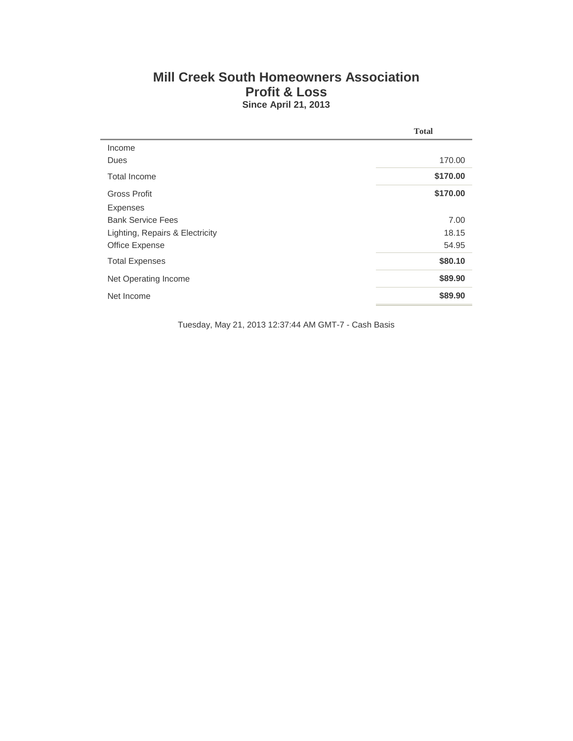# Mill Creek South Homeowners Association

## Profit & Loss

**Since April 21, 2013**

| | Total |
|---|---|
| Income | |
| Dues | 170.00 |
| Total Income | **$170.00** |
| Gross Profit | **$170.00** |
| Expenses | |
| Bank Service Fees | 7.00 |
| Lighting, Repairs & Electricity | 18.15 |
| Office Expense | 54.95 |
| Total Expenses | **$80.10** |
| Net Operating Income | **$89.90** |
| Net Income | **$89.90** |

Tuesday, May 21, 2013 12:37:44 AM GMT-7 - Cash Basis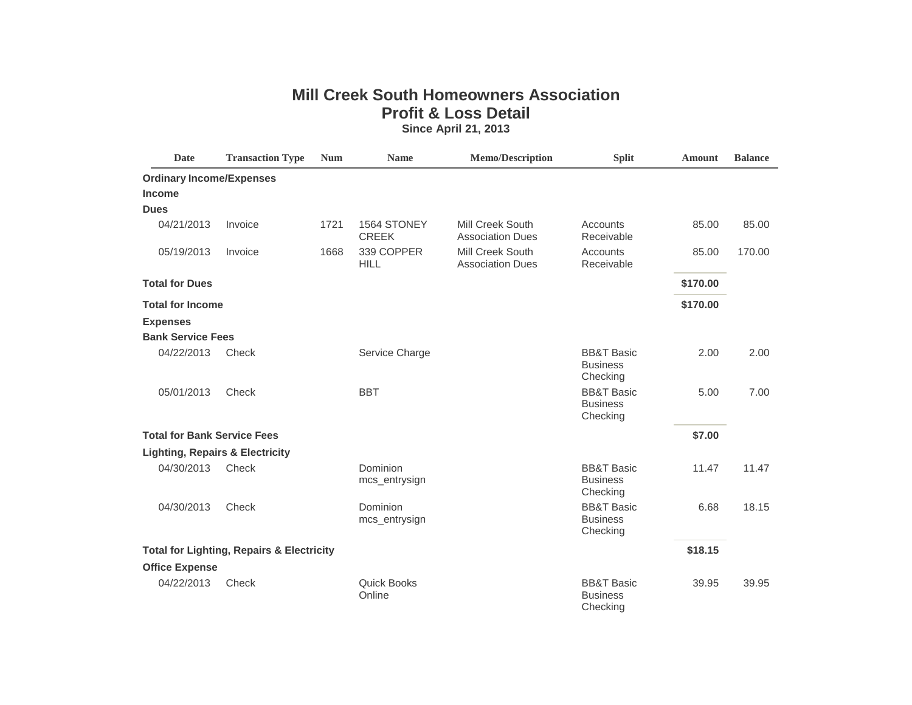# Mill Creek South Homeowners Association
## Profit & Loss Detail
**Since April 21, 2013**

| Date | Transaction Type | Num | Name | Memo/Description | Split | Amount | Balance |
|---|---|---|---|---|---|---|---|
| **Ordinary Income/Expenses** | | | | | | | |
| **Income** | | | | | | | |
| **Dues** | | | | | | | |
| 04/21/2013 | Invoice | 1721 | 1564 STONEY CREEK | Mill Creek South Association Dues | Accounts Receivable | 85.00 | 85.00 |
| 05/19/2013 | Invoice | 1668 | 339 COPPER HILL | Mill Creek South Association Dues | Accounts Receivable | 85.00 | 170.00 |
| **Total for Dues** | | | | | | **$170.00** | |
| **Total for Income** | | | | | | **$170.00** | |
| **Expenses** | | | | | | | |
| **Bank Service Fees** | | | | | | | |
| 04/22/2013 | Check | | Service Charge | | BB&T Basic Business Checking | 2.00 | 2.00 |
| 05/01/2013 | Check | | BBT | | BB&T Basic Business Checking | 5.00 | 7.00 |
| **Total for Bank Service Fees** | | | | | | **$7.00** | |
| **Lighting, Repairs & Electricity** | | | | | | | |
| 04/30/2013 | Check | | Dominion mcs_entrysign | | BB&T Basic Business Checking | 11.47 | 11.47 |
| 04/30/2013 | Check | | Dominion mcs_entrysign | | BB&T Basic Business Checking | 6.68 | 18.15 |
| **Total for Lighting, Repairs & Electricity** | | | | | | **$18.15** | |
| **Office Expense** | | | | | | | |
| 04/22/2013 | Check | | Quick Books Online | | BB&T Basic Business Checking | 39.95 | 39.95 |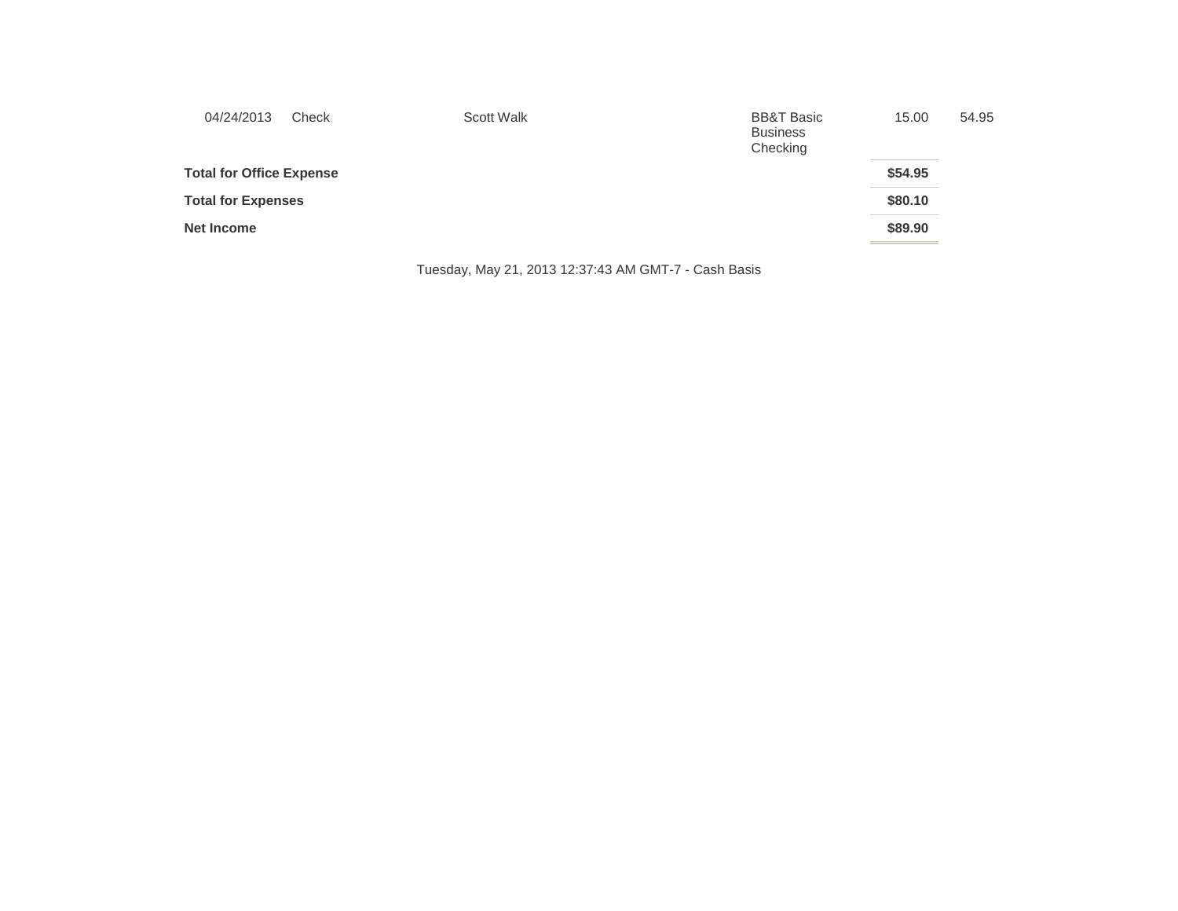| | | | | | |
|---|---|---|---|---|---|
| 04/24/2013 | Check | Scott Walk | BB&T Basic Business Checking | 15.00 | 54.95 |
| **Total for Office Expense** | | | | **$54.95** | |
| **Total for Expenses** | | | | **$80.10** | |
| **Net Income** | | | | **$89.90** | |

Tuesday, May 21, 2013 12:37:43 AM GMT-7 - Cash Basis